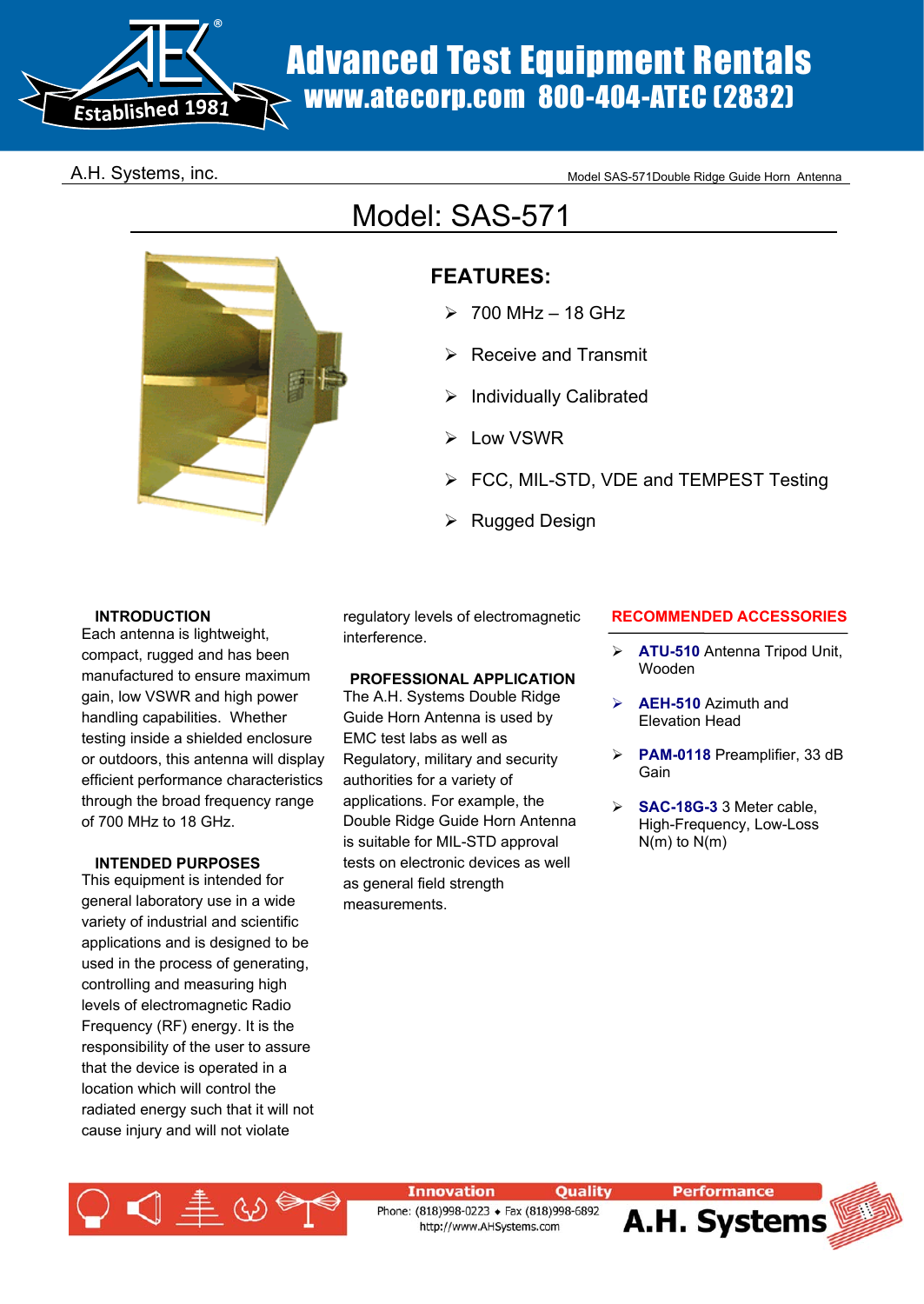# Advanced Test Equipment Rentals
## www.atecorp.com 800-404-ATEC (2832)

A.H. Systems, inc. Model SAS-571Double Ridge Guide Horn Antenna

# Model: SAS-571

## FEATURES:

- 700 MHz – 18 GHz
- Receive and Transmit
- Individually Calibrated
- Low VSWR
- FCC, MIL-STD, VDE and TEMPEST Testing
- Rugged Design

### INTRODUCTION

Each antenna is lightweight, compact, rugged and has been manufactured to ensure maximum gain, low VSWR and high power handling capabilities. Whether testing inside a shielded enclosure or outdoors, this antenna will display efficient performance characteristics through the broad frequency range of 700 MHz to 18 GHz.

### INTENDED PURPOSES

This equipment is intended for general laboratory use in a wide variety of industrial and scientific applications and is designed to be used in the process of generating, controlling and measuring high levels of electromagnetic Radio Frequency (RF) energy. It is the responsibility of the user to assure that the device is operated in a location which will control the radiated energy such that it will not cause injury and will not violate regulatory levels of electromagnetic interference.

### PROFESSIONAL APPLICATION

The A.H. Systems Double Ridge Guide Horn Antenna is used by EMC test labs as well as Regulatory, military and security authorities for a variety of applications. For example, the Double Ridge Guide Horn Antenna is suitable for MIL-STD approval tests on electronic devices as well as general field strength measurements.

### RECOMMENDED ACCESSORIES

- **ATU-510** Antenna Tripod Unit, Wooden
- **AEH-510** Azimuth and Elevation Head
- **PAM-0118** Preamplifier, 33 dB Gain
- **SAC-18G-3** 3 Meter cable, High-Frequency, Low-Loss N(m) to N(m)

Innovation Quality Performance

Phone: (818)998-0223 ♦ Fax (818)998-6892
http://www.AHSystems.com

A.H. Systems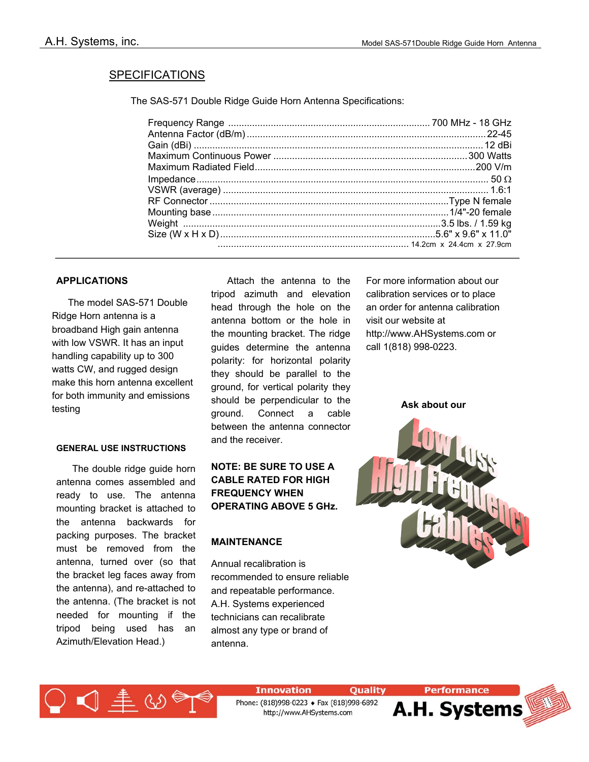## SPECIFICATIONS

The SAS-571 Double Ridge Guide Horn Antenna Specifications:

| Specification | Value |
|---|---|
| Frequency Range | 700 MHz - 18 GHz |
| Antenna Factor (dB/m) | 22-45 |
| Gain (dBi) | 12 dBi |
| Maximum Continuous Power | 300 Watts |
| Maximum Radiated Field | 200 V/m |
| Impedance | 50 Ω |
| VSWR (average) | 1.6:1 |
| RF Connector | Type N female |
| Mounting base | 1/4"-20 female |
| Weight | 3.5 lbs. / 1.59 kg |
| Size (W x H x D) | 5.6" x 9.6" x 11.0" |
| | 14.2cm x 24.4cm x 27.9cm |

### APPLICATIONS

The model SAS-571 Double Ridge Horn antenna is a broadband High gain antenna with low VSWR. It has an input handling capability up to 300 watts CW, and rugged design make this horn antenna excellent for both immunity and emissions testing

### GENERAL USE INSTRUCTIONS

The double ridge guide horn antenna comes assembled and ready to use. The antenna mounting bracket is attached to the antenna backwards for packing purposes. The bracket must be removed from the antenna, turned over (so that the bracket leg faces away from the antenna), and re-attached to the antenna. (The bracket is not needed for mounting if the tripod being used has an Azimuth/Elevation Head.)

Attach the antenna to the tripod azimuth and elevation head through the hole on the antenna bottom or the hole in the mounting bracket. The ridge guides determine the antenna polarity: for horizontal polarity they should be parallel to the ground, for vertical polarity they should be perpendicular to the ground. Connect a cable between the antenna connector and the receiver.

**NOTE: BE SURE TO USE A CABLE RATED FOR HIGH FREQUENCY WHEN OPERATING ABOVE 5 GHz.**

### MAINTENANCE

Annual recalibration is recommended to ensure reliable and repeatable performance. A.H. Systems experienced technicians can recalibrate almost any type or brand of antenna.

For more information about our calibration services or to place an order for antenna calibration visit our website at http://www.AHSystems.com or call 1(818) 998-0223.

**Ask about our**

**Low Loss High Frequency Cables**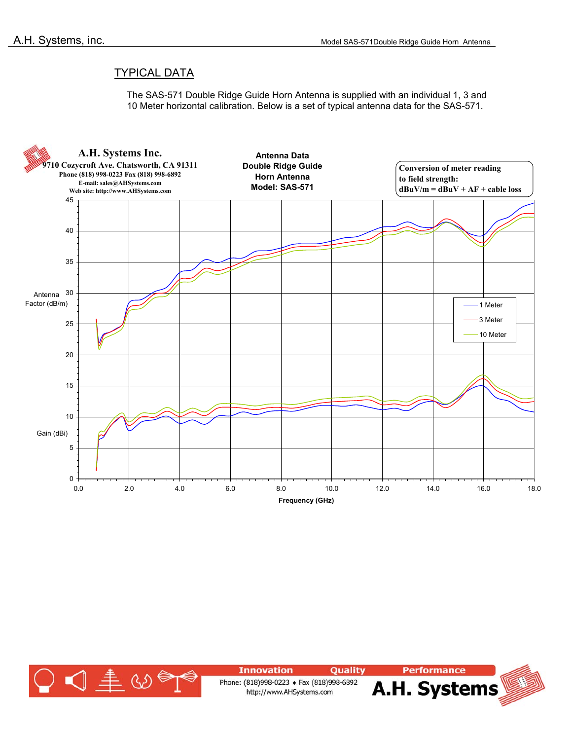## TYPICAL DATA

The SAS-571 Double Ridge Guide Horn Antenna is supplied with an individual 1, 3 and 10 Meter horizontal calibration. Below is a set of typical antenna data for the SAS-571.

**A.H. Systems Inc.**
9710 Cozycroft Ave. Chatsworth, CA 91311
Phone (818) 998-0223 Fax (818) 998-6892
E-mail: sales@AHSystems.com
Web site: http://www.AHSystems.com

**Antenna Data**
**Double Ridge Guide**
**Horn Antenna**
**Model: SAS-571**

Conversion of meter reading to field strength:
dBuV/m = dBuV + AF + cable loss

Antenna Factor (dB/m)

Gain (dBi)

Frequency (GHz)

Legend: 1 Meter, 3 Meter, 10 Meter

Innovation Quality Performance

Phone: (818)998-0223 ♦ Fax (818)998-6892
http://www.AHSystems.com

A.H. Systems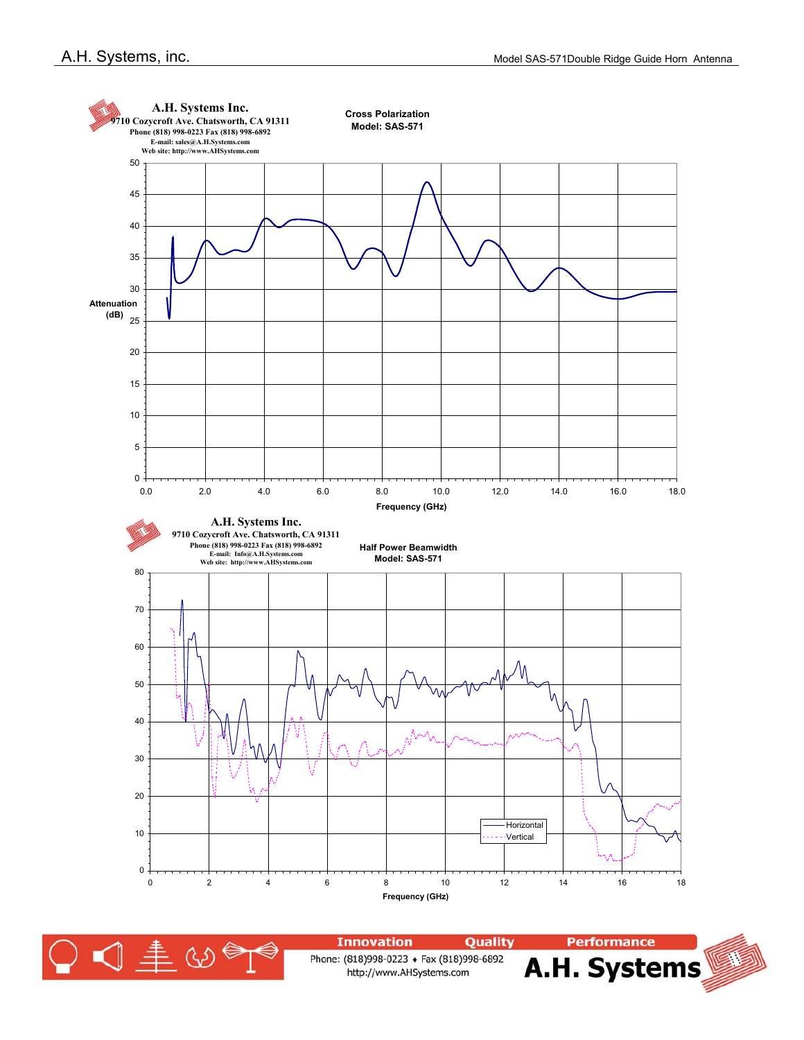A.H. Systems Inc.
9710 Cozycroft Ave. Chatsworth, CA 91311
Phone (818) 998-0223 Fax (818) 998-6892
E-mail: sales@A.H.Systems.com
Web site: http://www.AHSystems.com

Cross Polarization
Model: SAS-571

Attenuation (dB)

50
45
40
35
30
25
20
15
10
5
0

0.0 2.0 4.0 6.0 8.0 10.0 12.0 14.0 16.0 18.0

Frequency (GHz)

A.H. Systems Inc.
9710 Cozycroft Ave. Chatsworth, CA 91311
Phone (818) 998-0223 Fax (818) 998-6892
E-mail: Info@A.H.Systems.com
Web site: http://www.AHSystems.com

Half Power Beamwidth
Model: SAS-571

80
70
60
50
40
30
20
10
0

0 2 4 6 8 10 12 14 16 18

Frequency (GHz)

Horizontal
Vertical

Innovation Quality Performance

Phone: (818)998-0223 ♦ Fax (818)998-6892
http://www.AHSystems.com

A.H. Systems